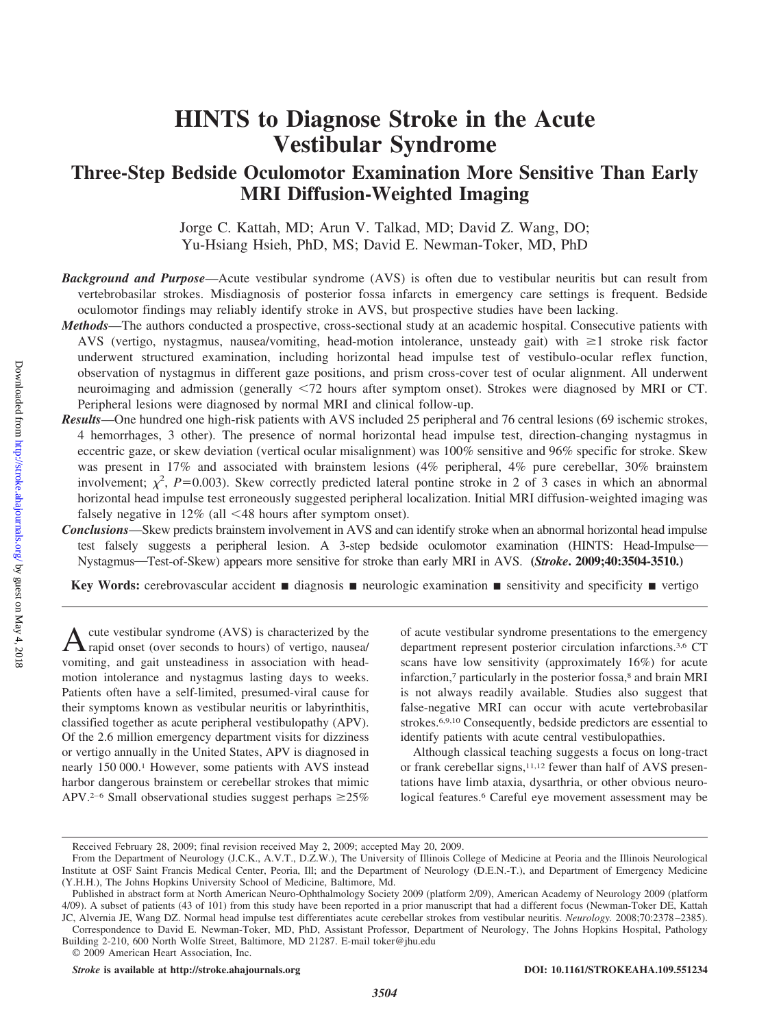# HINTS to Diagnose Stroke in the Acute Vestibular Syndrome

## Three-Step Bedside Oculomotor Examination More Sensitive Than Early MRI Diffusion-Weighted Imaging

Jorge C. Kattah, MD; Arun V. Talkad, MD; David Z. Wang, DO; Yu-Hsiang Hsieh, PhD, MS; David E. Newman-Toker, MD, PhD

***Background and Purpose*****—**Acute vestibular syndrome (AVS) is often due to vestibular neuritis but can result from vertebrobasilar strokes. Misdiagnosis of posterior fossa infarcts in emergency care settings is frequent. Bedside oculomotor findings may reliably identify stroke in AVS, but prospective studies have been lacking.

***Methods*****—**The authors conducted a prospective, cross-sectional study at an academic hospital. Consecutive patients with AVS (vertigo, nystagmus, nausea/vomiting, head-motion intolerance, unsteady gait) with $\geq$1 stroke risk factor underwent structured examination, including horizontal head impulse test of vestibulo-ocular reflex function, observation of nystagmus in different gaze positions, and prism cross-cover test of ocular alignment. All underwent neuroimaging and admission (generally <72 hours after symptom onset). Strokes were diagnosed by MRI or CT. Peripheral lesions were diagnosed by normal MRI and clinical follow-up.

***Results*****—**One hundred one high-risk patients with AVS included 25 peripheral and 76 central lesions (69 ischemic strokes, 4 hemorrhages, 3 other). The presence of normal horizontal head impulse test, direction-changing nystagmus in eccentric gaze, or skew deviation (vertical ocular misalignment) was 100% sensitive and 96% specific for stroke. Skew was present in 17% and associated with brainstem lesions (4% peripheral, 4% pure cerebellar, 30% brainstem involvement; $\chi^2$, $P=0.003$). Skew correctly predicted lateral pontine stroke in 2 of 3 cases in which an abnormal horizontal head impulse test erroneously suggested peripheral localization. Initial MRI diffusion-weighted imaging was falsely negative in 12% (all <48 hours after symptom onset).

***Conclusions*****—**Skew predicts brainstem involvement in AVS and can identify stroke when an abnormal horizontal head impulse test falsely suggests a peripheral lesion. A 3-step bedside oculomotor examination (HINTS: Head-Impulse—Nystagmus—Test-of-Skew) appears more sensitive for stroke than early MRI in AVS. **(*Stroke*. 2009;40:3504-3510.)**

**Key Words:** cerebrovascular accident ■ diagnosis ■ neurologic examination ■ sensitivity and specificity ■ vertigo

Acute vestibular syndrome (AVS) is characterized by the rapid onset (over seconds to hours) of vertigo, nausea/vomiting, and gait unsteadiness in association with head-motion intolerance and nystagmus lasting days to weeks. Patients often have a self-limited, presumed-viral cause for their symptoms known as vestibular neuritis or labyrinthitis, classified together as acute peripheral vestibulopathy (APV). Of the 2.6 million emergency department visits for dizziness or vertigo annually in the United States, APV is diagnosed in nearly 150 000.[1] However, some patients with AVS instead harbor dangerous brainstem or cerebellar strokes that mimic APV.[2–6] Small observational studies suggest perhaps $\geq$25% of acute vestibular syndrome presentations to the emergency department represent posterior circulation infarctions.[3,6] CT scans have low sensitivity (approximately 16%) for acute infarction,[7] particularly in the posterior fossa,[8] and brain MRI is not always readily available. Studies also suggest that false-negative MRI can occur with acute vertebrobasilar strokes.[6,9,10] Consequently, bedside predictors are essential to identify patients with acute central vestibulopathies.

Although classical teaching suggests a focus on long-tract or frank cerebellar signs,[11,12] fewer than half of AVS presentations have limb ataxia, dysarthria, or other obvious neurological features.[6] Careful eye movement assessment may be

---

Received February 28, 2009; final revision received May 2, 2009; accepted May 20, 2009.

From the Department of Neurology (J.C.K., A.V.T., D.Z.W.), The University of Illinois College of Medicine at Peoria and the Illinois Neurological Institute at OSF Saint Francis Medical Center, Peoria, Ill; and the Department of Neurology (D.E.N.-T.), and Department of Emergency Medicine (Y.H.H.), The Johns Hopkins University School of Medicine, Baltimore, Md.

Published in abstract form at North American Neuro-Ophthalmology Society 2009 (platform 2/09), American Academy of Neurology 2009 (platform 4/09). A subset of patients (43 of 101) from this study have been reported in a prior manuscript that had a different focus (Newman-Toker DE, Kattah JC, Alvernia JE, Wang DZ. Normal head impulse test differentiates acute cerebellar strokes from vestibular neuritis. *Neurology.* 2008;70:2378–2385).

Correspondence to David E. Newman-Toker, MD, PhD, Assistant Professor, Department of Neurology, The Johns Hopkins Hospital, Pathology Building 2-210, 600 North Wolfe Street, Baltimore, MD 21287. E-mail toker@jhu.edu

© 2009 American Heart Association, Inc.

*Stroke* is available at http://stroke.ahajournals.org DOI: 10.1161/STROKEAHA.109.551234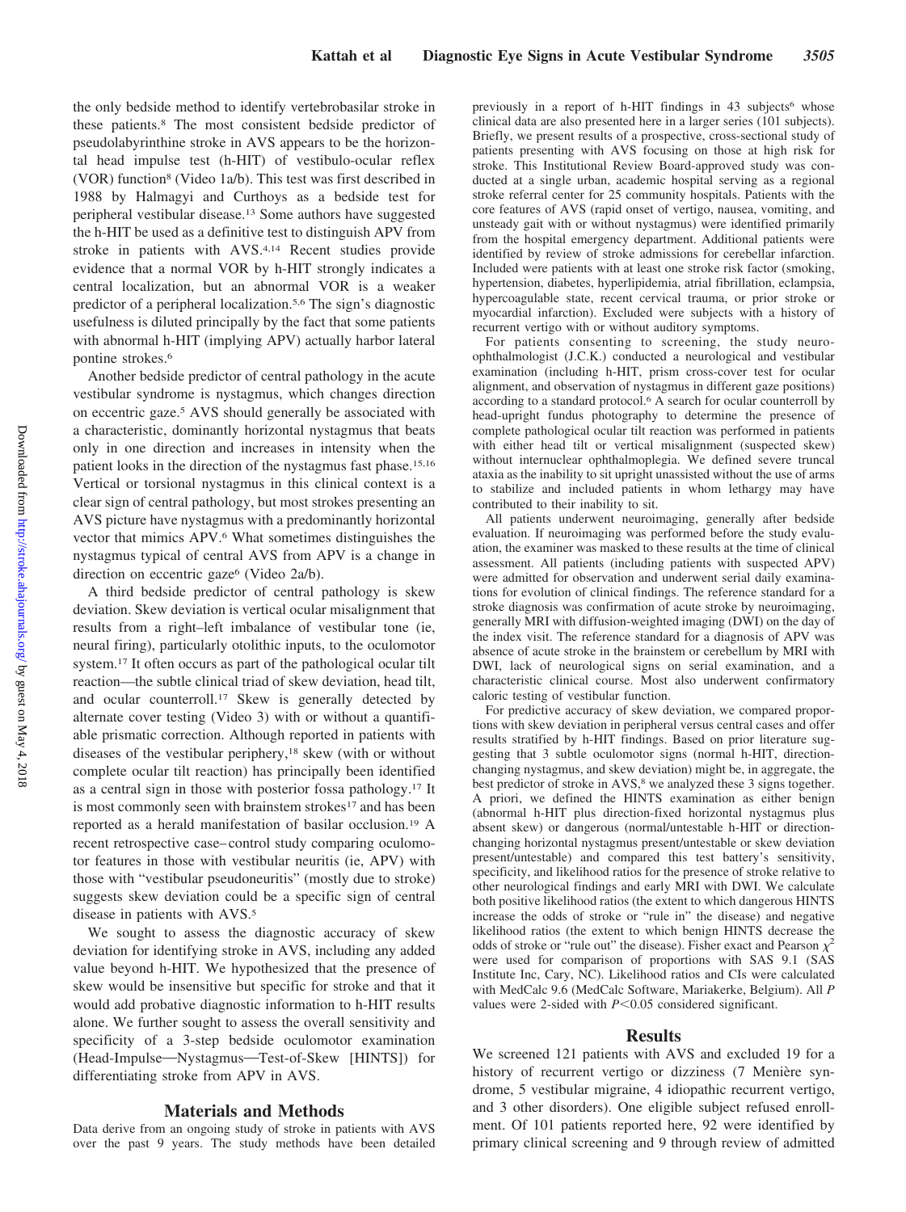the only bedside method to identify vertebrobasilar stroke in these patients.[8] The most consistent bedside predictor of pseudolabyrinthine stroke in AVS appears to be the horizontal head impulse test (h-HIT) of vestibulo-ocular reflex (VOR) function[8] (Video 1a/b). This test was first described in 1988 by Halmagyi and Curthoys as a bedside test for peripheral vestibular disease.[13] Some authors have suggested the h-HIT be used as a definitive test to distinguish APV from stroke in patients with AVS.[4,14] Recent studies provide evidence that a normal VOR by h-HIT strongly indicates a central localization, but an abnormal VOR is a weaker predictor of a peripheral localization.[5,6] The sign's diagnostic usefulness is diluted principally by the fact that some patients with abnormal h-HIT (implying APV) actually harbor lateral pontine strokes.[6]

Another bedside predictor of central pathology in the acute vestibular syndrome is nystagmus, which changes direction on eccentric gaze.[5] AVS should generally be associated with a characteristic, dominantly horizontal nystagmus that beats only in one direction and increases in intensity when the patient looks in the direction of the nystagmus fast phase.[15,16] Vertical or torsional nystagmus in this clinical context is a clear sign of central pathology, but most strokes presenting an AVS picture have nystagmus with a predominantly horizontal vector that mimics APV.[6] What sometimes distinguishes the nystagmus typical of central AVS from APV is a change in direction on eccentric gaze[6] (Video 2a/b).

A third bedside predictor of central pathology is skew deviation. Skew deviation is vertical ocular misalignment that results from a right–left imbalance of vestibular tone (ie, neural firing), particularly otolithic inputs, to the oculomotor system.[17] It often occurs as part of the pathological ocular tilt reaction—the subtle clinical triad of skew deviation, head tilt, and ocular counterroll.[17] Skew is generally detected by alternate cover testing (Video 3) with or without a quantifiable prismatic correction. Although reported in patients with diseases of the vestibular periphery,[18] skew (with or without complete ocular tilt reaction) has principally been identified as a central sign in those with posterior fossa pathology.[17] It is most commonly seen with brainstem strokes[17] and has been reported as a herald manifestation of basilar occlusion.[19] A recent retrospective case–control study comparing oculomotor features in those with vestibular neuritis (ie, APV) with those with "vestibular pseudoneuritis" (mostly due to stroke) suggests skew deviation could be a specific sign of central disease in patients with AVS.[5]

We sought to assess the diagnostic accuracy of skew deviation for identifying stroke in AVS, including any added value beyond h-HIT. We hypothesized that the presence of skew would be insensitive but specific for stroke and that it would add probative diagnostic information to h-HIT results alone. We further sought to assess the overall sensitivity and specificity of a 3-step bedside oculomotor examination (Head-Impulse—Nystagmus—Test-of-Skew [HINTS]) for differentiating stroke from APV in AVS.

## Materials and Methods

Data derive from an ongoing study of stroke in patients with AVS over the past 9 years. The study methods have been detailed previously in a report of h-HIT findings in 43 subjects[6] whose clinical data are also presented here in a larger series (101 subjects). Briefly, we present results of a prospective, cross-sectional study of patients presenting with AVS focusing on those at high risk for stroke. This Institutional Review Board-approved study was conducted at a single urban, academic hospital serving as a regional stroke referral center for 25 community hospitals. Patients with the core features of AVS (rapid onset of vertigo, nausea, vomiting, and unsteady gait with or without nystagmus) were identified primarily from the hospital emergency department. Additional patients were identified by review of stroke admissions for cerebellar infarction. Included were patients with at least one stroke risk factor (smoking, hypertension, diabetes, hyperlipidemia, atrial fibrillation, eclampsia, hypercoagulable state, recent cervical trauma, or prior stroke or myocardial infarction). Excluded were subjects with a history of recurrent vertigo with or without auditory symptoms.

For patients consenting to screening, the study neuro-ophthalmologist (J.C.K.) conducted a neurological and vestibular examination (including h-HIT, prism cross-cover test for ocular alignment, and observation of nystagmus in different gaze positions) according to a standard protocol.[6] A search for ocular counterroll by head-upright fundus photography to determine the presence of complete pathological ocular tilt reaction was performed in patients with either head tilt or vertical misalignment (suspected skew) without internuclear ophthalmoplegia. We defined severe truncal ataxia as the inability to sit upright unassisted without the use of arms to stabilize and included patients in whom lethargy may have contributed to their inability to sit.

All patients underwent neuroimaging, generally after bedside evaluation. If neuroimaging was performed before the study evaluation, the examiner was masked to these results at the time of clinical assessment. All patients (including patients with suspected APV) were admitted for observation and underwent serial daily examinations for evolution of clinical findings. The reference standard for a stroke diagnosis was confirmation of acute stroke by neuroimaging, generally MRI with diffusion-weighted imaging (DWI) on the day of the index visit. The reference standard for a diagnosis of APV was absence of acute stroke in the brainstem or cerebellum by MRI with DWI, lack of neurological signs on serial examination, and a characteristic clinical course. Most also underwent confirmatory caloric testing of vestibular function.

For predictive accuracy of skew deviation, we compared proportions with skew deviation in peripheral versus central cases and offer results stratified by h-HIT findings. Based on prior literature suggesting that 3 subtle oculomotor signs (normal h-HIT, direction-changing nystagmus, and skew deviation) might be, in aggregate, the best predictor of stroke in AVS,[8] we analyzed these 3 signs together. A priori, we defined the HINTS examination as either benign (abnormal h-HIT plus direction-fixed horizontal nystagmus plus absent skew) or dangerous (normal/untestable h-HIT or direction-changing horizontal nystagmus present/untestable or skew deviation present/untestable) and compared this test battery's sensitivity, specificity, and likelihood ratios for the presence of stroke relative to other neurological findings and early MRI with DWI. We calculate both positive likelihood ratios (the extent to which dangerous HINTS increase the odds of stroke or "rule in" the disease) and negative likelihood ratios (the extent to which benign HINTS decrease the odds of stroke or "rule out" the disease). Fisher exact and Pearson $\chi^2$ were used for comparison of proportions with SAS 9.1 (SAS Institute Inc, Cary, NC). Likelihood ratios and CIs were calculated with MedCalc 9.6 (MedCalc Software, Mariakerke, Belgium). All $P$ values were 2-sided with $P<0.05$ considered significant.

## Results

We screened 121 patients with AVS and excluded 19 for a history of recurrent vertigo or dizziness (7 Menière syndrome, 5 vestibular migraine, 4 idiopathic recurrent vertigo, and 3 other disorders). One eligible subject refused enrollment. Of 101 patients reported here, 92 were identified by primary clinical screening and 9 through review of admitted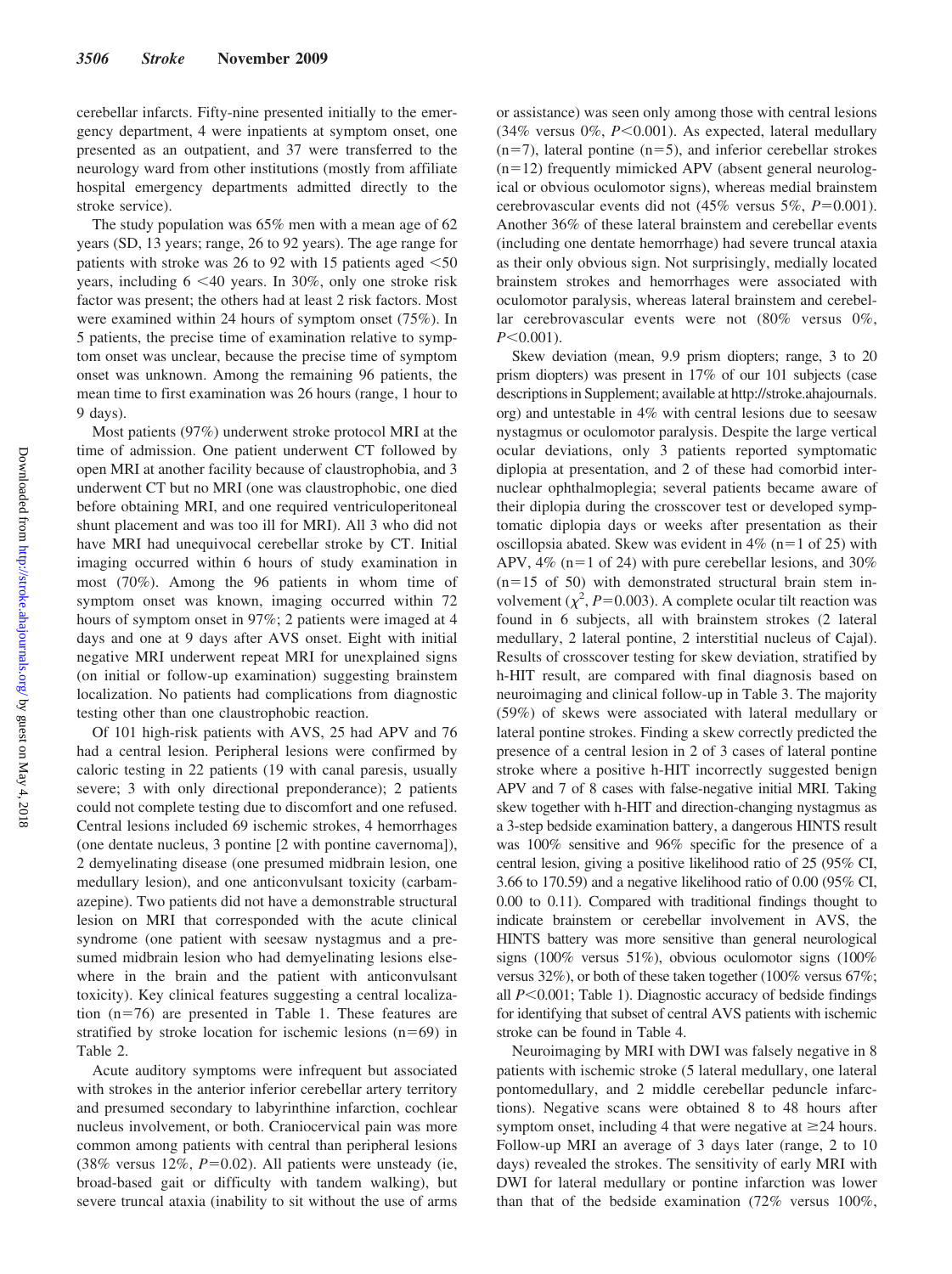cerebellar infarcts. Fifty-nine presented initially to the emergency department, 4 were inpatients at symptom onset, one presented as an outpatient, and 37 were transferred to the neurology ward from other institutions (mostly from affiliate hospital emergency departments admitted directly to the stroke service).

The study population was 65% men with a mean age of 62 years (SD, 13 years; range, 26 to 92 years). The age range for patients with stroke was 26 to 92 with 15 patients aged <50 years, including 6 <40 years. In 30%, only one stroke risk factor was present; the others had at least 2 risk factors. Most were examined within 24 hours of symptom onset (75%). In 5 patients, the precise time of examination relative to symptom onset was unclear, because the precise time of symptom onset was unknown. Among the remaining 96 patients, the mean time to first examination was 26 hours (range, 1 hour to 9 days).

Most patients (97%) underwent stroke protocol MRI at the time of admission. One patient underwent CT followed by open MRI at another facility because of claustrophobia, and 3 underwent CT but no MRI (one was claustrophobic, one died before obtaining MRI, and one required ventriculoperitoneal shunt placement and was too ill for MRI). All 3 who did not have MRI had unequivocal cerebellar stroke by CT. Initial imaging occurred within 6 hours of study examination in most (70%). Among the 96 patients in whom time of symptom onset was known, imaging occurred within 72 hours of symptom onset in 97%; 2 patients were imaged at 4 days and one at 9 days after AVS onset. Eight with initial negative MRI underwent repeat MRI for unexplained signs (on initial or follow-up examination) suggesting brainstem localization. No patients had complications from diagnostic testing other than one claustrophobic reaction.

Of 101 high-risk patients with AVS, 25 had APV and 76 had a central lesion. Peripheral lesions were confirmed by caloric testing in 22 patients (19 with canal paresis, usually severe; 3 with only directional preponderance); 2 patients could not complete testing due to discomfort and one refused. Central lesions included 69 ischemic strokes, 4 hemorrhages (one dentate nucleus, 3 pontine [2 with pontine cavernoma]), 2 demyelinating disease (one presumed midbrain lesion, one medullary lesion), and one anticonvulsant toxicity (carbamazepine). Two patients did not have a demonstrable structural lesion on MRI that corresponded with the acute clinical syndrome (one patient with seesaw nystagmus and a presumed midbrain lesion who had demyelinating lesions elsewhere in the brain and the patient with anticonvulsant toxicity). Key clinical features suggesting a central localization (n=76) are presented in Table 1. These features are stratified by stroke location for ischemic lesions (n=69) in Table 2.

Acute auditory symptoms were infrequent but associated with strokes in the anterior inferior cerebellar artery territory and presumed secondary to labyrinthine infarction, cochlear nucleus involvement, or both. Craniocervical pain was more common among patients with central than peripheral lesions (38% versus 12%, $P=0.02$). All patients were unsteady (ie, broad-based gait or difficulty with tandem walking), but severe truncal ataxia (inability to sit without the use of arms or assistance) was seen only among those with central lesions (34% versus 0%, $P<0.001$). As expected, lateral medullary (n=7), lateral pontine (n=5), and inferior cerebellar strokes (n=12) frequently mimicked APV (absent general neurological or obvious oculomotor signs), whereas medial brainstem cerebrovascular events did not (45% versus 5%, $P=0.001$). Another 36% of these lateral brainstem and cerebellar events (including one dentate hemorrhage) had severe truncal ataxia as their only obvious sign. Not surprisingly, medially located brainstem strokes and hemorrhages were associated with oculomotor paralysis, whereas lateral brainstem and cerebellar cerebrovascular events were not (80% versus 0%, $P<0.001$).

Skew deviation (mean, 9.9 prism diopters; range, 3 to 20 prism diopters) was present in 17% of our 101 subjects (case descriptions in Supplement; available at http://stroke.ahajournals.org) and untestable in 4% with central lesions due to seesaw nystagmus or oculomotor paralysis. Despite the large vertical ocular deviations, only 3 patients reported symptomatic diplopia at presentation, and 2 of these had comorbid internuclear ophthalmoplegia; several patients became aware of their diplopia during the crosscover test or developed symptomatic diplopia days or weeks after presentation as their oscillopsia abated. Skew was evident in 4% (n=1 of 25) with APV, 4% (n=1 of 24) with pure cerebellar lesions, and 30% (n=15 of 50) with demonstrated structural brain stem involvement ($\chi^2$, $P=0.003$). A complete ocular tilt reaction was found in 6 subjects, all with brainstem strokes (2 lateral medullary, 2 lateral pontine, 2 interstitial nucleus of Cajal). Results of crosscover testing for skew deviation, stratified by h-HIT result, are compared with final diagnosis based on neuroimaging and clinical follow-up in Table 3. The majority (59%) of skews were associated with lateral medullary or lateral pontine strokes. Finding a skew correctly predicted the presence of a central lesion in 2 of 3 cases of lateral pontine stroke where a positive h-HIT incorrectly suggested benign APV and 7 of 8 cases with false-negative initial MRI. Taking skew together with h-HIT and direction-changing nystagmus as a 3-step bedside examination battery, a dangerous HINTS result was 100% sensitive and 96% specific for the presence of a central lesion, giving a positive likelihood ratio of 25 (95% CI, 3.66 to 170.59) and a negative likelihood ratio of 0.00 (95% CI, 0.00 to 0.11). Compared with traditional findings thought to indicate brainstem or cerebellar involvement in AVS, the HINTS battery was more sensitive than general neurological signs (100% versus 51%), obvious oculomotor signs (100% versus 32%), or both of these taken together (100% versus 67%; all $P<0.001$; Table 1). Diagnostic accuracy of bedside findings for identifying that subset of central AVS patients with ischemic stroke can be found in Table 4.

Neuroimaging by MRI with DWI was falsely negative in 8 patients with ischemic stroke (5 lateral medullary, one lateral pontomedullary, and 2 middle cerebellar peduncle infarctions). Negative scans were obtained 8 to 48 hours after symptom onset, including 4 that were negative at ≥24 hours. Follow-up MRI an average of 3 days later (range, 2 to 10 days) revealed the strokes. The sensitivity of early MRI with DWI for lateral medullary or pontine infarction was lower than that of the bedside examination (72% versus 100%,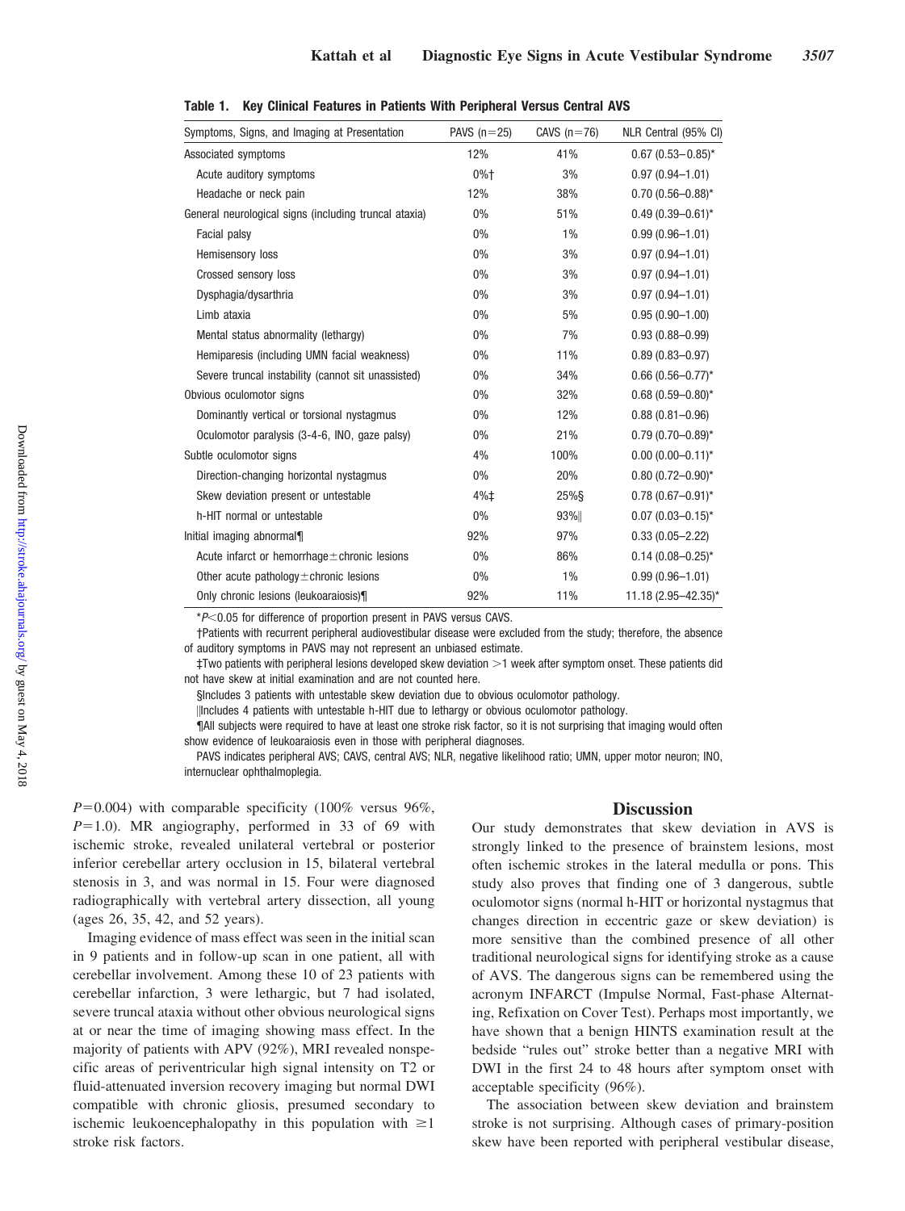**Table 1. Key Clinical Features in Patients With Peripheral Versus Central AVS**

| Symptoms, Signs, and Imaging at Presentation | PAVS (n=25) | CAVS (n=76) | NLR Central (95% CI) |
|---|---|---|---|
| Associated symptoms | 12% | 41% | 0.67 (0.53–0.85)* |
| Acute auditory symptoms | 0%† | 3% | 0.97 (0.94–1.01) |
| Headache or neck pain | 12% | 38% | 0.70 (0.56–0.88)* |
| General neurological signs (including truncal ataxia) | 0% | 51% | 0.49 (0.39–0.61)* |
| Facial palsy | 0% | 1% | 0.99 (0.96–1.01) |
| Hemisensory loss | 0% | 3% | 0.97 (0.94–1.01) |
| Crossed sensory loss | 0% | 3% | 0.97 (0.94–1.01) |
| Dysphagia/dysarthria | 0% | 3% | 0.97 (0.94–1.01) |
| Limb ataxia | 0% | 5% | 0.95 (0.90–1.00) |
| Mental status abnormality (lethargy) | 0% | 7% | 0.93 (0.88–0.99) |
| Hemiparesis (including UMN facial weakness) | 0% | 11% | 0.89 (0.83–0.97) |
| Severe truncal instability (cannot sit unassisted) | 0% | 34% | 0.66 (0.56–0.77)* |
| Obvious oculomotor signs | 0% | 32% | 0.68 (0.59–0.80)* |
| Dominantly vertical or torsional nystagmus | 0% | 12% | 0.88 (0.81–0.96) |
| Oculomotor paralysis (3-4-6, INO, gaze palsy) | 0% | 21% | 0.79 (0.70–0.89)* |
| Subtle oculomotor signs | 4% | 100% | 0.00 (0.00–0.11)* |
| Direction-changing horizontal nystagmus | 0% | 20% | 0.80 (0.72–0.90)* |
| Skew deviation present or untestable | 4%‡ | 25%§ | 0.78 (0.67–0.91)* |
| h-HIT normal or untestable | 0% | 93%‖ | 0.07 (0.03–0.15)* |
| Initial imaging abnormal¶ | 92% | 97% | 0.33 (0.05–2.22) |
| Acute infarct or hemorrhage±chronic lesions | 0% | 86% | 0.14 (0.08–0.25)* |
| Other acute pathology±chronic lesions | 0% | 1% | 0.99 (0.96–1.01) |
| Only chronic lesions (leukoaraiosis)¶ | 92% | 11% | 11.18 (2.95–42.35)* |

*$P<0.05$ for difference of proportion present in PAVS versus CAVS.

†Patients with recurrent peripheral audiovestibular disease were excluded from the study; therefore, the absence of auditory symptoms in PAVS may not represent an unbiased estimate.

‡Two patients with peripheral lesions developed skew deviation >1 week after symptom onset. These patients did not have skew at initial examination and are not counted here.

§Includes 3 patients with untestable skew deviation due to obvious oculomotor pathology.

‖Includes 4 patients with untestable h-HIT due to lethargy or obvious oculomotor pathology.

¶All subjects were required to have at least one stroke risk factor, so it is not surprising that imaging would often show evidence of leukoaraiosis even in those with peripheral diagnoses.

PAVS indicates peripheral AVS; CAVS, central AVS; NLR, negative likelihood ratio; UMN, upper motor neuron; INO, internuclear ophthalmoplegia.

$P=0.004$) with comparable specificity (100% versus 96%, $P=1.0$). MR angiography, performed in 33 of 69 with ischemic stroke, revealed unilateral vertebral or posterior inferior cerebellar artery occlusion in 15, bilateral vertebral stenosis in 3, and was normal in 15. Four were diagnosed radiographically with vertebral artery dissection, all young (ages 26, 35, 42, and 52 years).

Imaging evidence of mass effect was seen in the initial scan in 9 patients and in follow-up scan in one patient, all with cerebellar involvement. Among these 10 of 23 patients with cerebellar infarction, 3 were lethargic, but 7 had isolated, severe truncal ataxia without other obvious neurological signs at or near the time of imaging showing mass effect. In the majority of patients with APV (92%), MRI revealed nonspecific areas of periventricular high signal intensity on T2 or fluid-attenuated inversion recovery imaging but normal DWI compatible with chronic gliosis, presumed secondary to ischemic leukoencephalopathy in this population with ≥1 stroke risk factors.

## Discussion

Our study demonstrates that skew deviation in AVS is strongly linked to the presence of brainstem lesions, most often ischemic strokes in the lateral medulla or pons. This study also proves that finding one of 3 dangerous, subtle oculomotor signs (normal h-HIT or horizontal nystagmus that changes direction in eccentric gaze or skew deviation) is more sensitive than the combined presence of all other traditional neurological signs for identifying stroke as a cause of AVS. The dangerous signs can be remembered using the acronym INFARCT (Impulse Normal, Fast-phase Alternating, Refixation on Cover Test). Perhaps most importantly, we have shown that a benign HINTS examination result at the bedside "rules out" stroke better than a negative MRI with DWI in the first 24 to 48 hours after symptom onset with acceptable specificity (96%).

The association between skew deviation and brainstem stroke is not surprising. Although cases of primary-position skew have been reported with peripheral vestibular disease,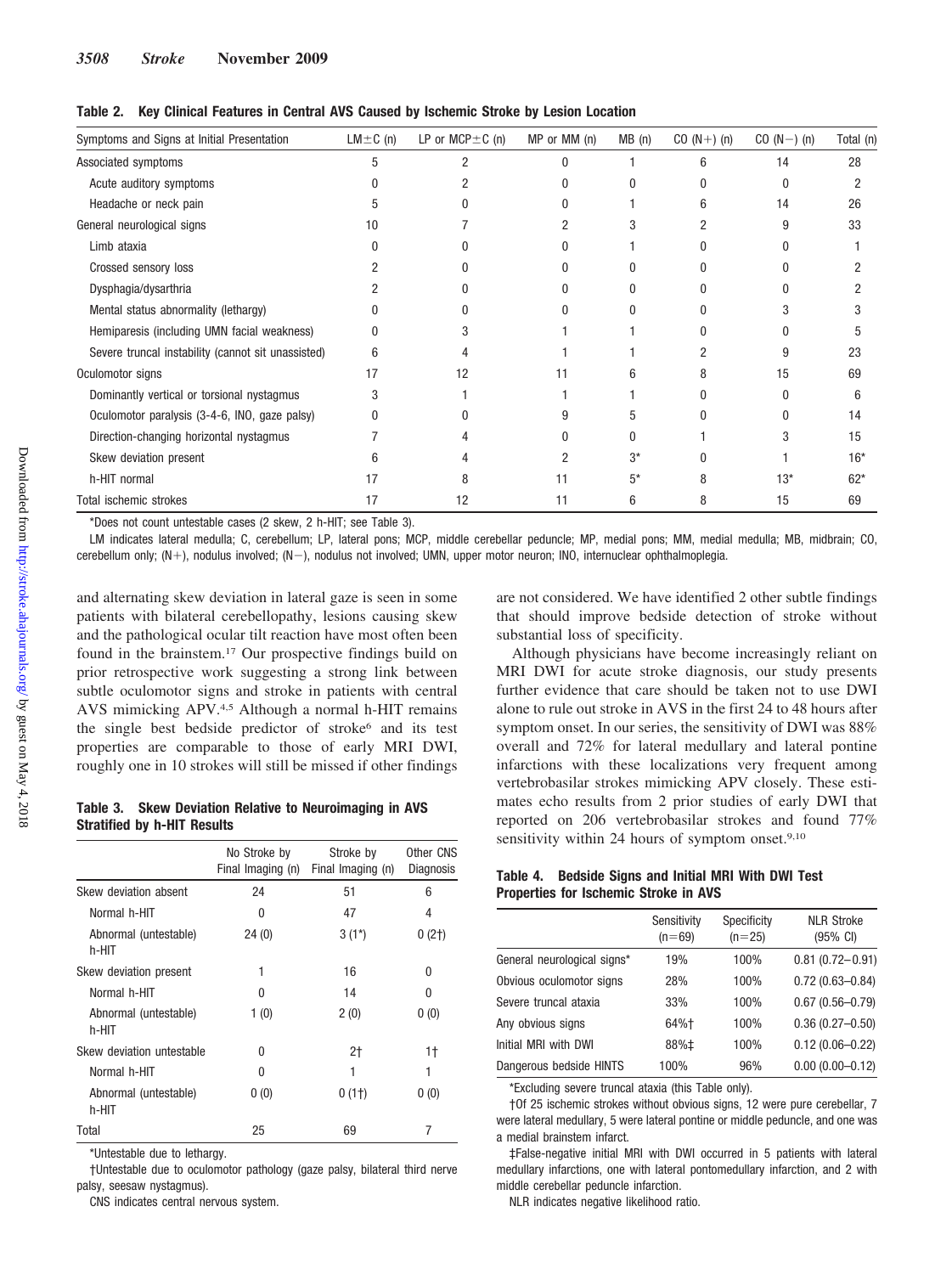**Table 2. Key Clinical Features in Central AVS Caused by Ischemic Stroke by Lesion Location**

| Symptoms and Signs at Initial Presentation | LM±C (n) | LP or MCP±C (n) | MP or MM (n) | MB (n) | CO (N+) (n) | CO (N−) (n) | Total (n) |
|---|---|---|---|---|---|---|---|
| Associated symptoms | 5 | 2 | 0 | 1 | 6 | 14 | 28 |
| Acute auditory symptoms | 0 | 2 | 0 | 0 | 0 | 0 | 2 |
| Headache or neck pain | 5 | 0 | 0 | 1 | 6 | 14 | 26 |
| General neurological signs | 10 | 7 | 2 | 3 | 2 | 9 | 33 |
| Limb ataxia | 0 | 0 | 0 | 1 | 0 | 0 | 1 |
| Crossed sensory loss | 2 | 0 | 0 | 0 | 0 | 0 | 2 |
| Dysphagia/dysarthria | 2 | 0 | 0 | 0 | 0 | 0 | 2 |
| Mental status abnormality (lethargy) | 0 | 0 | 0 | 0 | 0 | 3 | 3 |
| Hemiparesis (including UMN facial weakness) | 0 | 3 | 1 | 1 | 0 | 0 | 5 |
| Severe truncal instability (cannot sit unassisted) | 6 | 4 | 1 | 1 | 2 | 9 | 23 |
| Oculomotor signs | 17 | 12 | 11 | 6 | 8 | 15 | 69 |
| Dominantly vertical or torsional nystagmus | 3 | 1 | 1 | 1 | 0 | 0 | 6 |
| Oculomotor paralysis (3-4-6, INO, gaze palsy) | 0 | 0 | 9 | 5 | 0 | 0 | 14 |
| Direction-changing horizontal nystagmus | 7 | 4 | 0 | 0 | 1 | 3 | 15 |
| Skew deviation present | 6 | 4 | 2 | 3* | 0 | 1 | 16* |
| h-HIT normal | 17 | 8 | 11 | 5* | 8 | 13* | 62* |
| Total ischemic strokes | 17 | 12 | 11 | 6 | 8 | 15 | 69 |

*Does not count untestable cases (2 skew, 2 h-HIT; see Table 3).

LM indicates lateral medulla; C, cerebellum; LP, lateral pons; MCP, middle cerebellar peduncle; MP, medial pons; MM, medial medulla; MB, midbrain; CO, cerebellum only; (N+), nodulus involved; (N−), nodulus not involved; UMN, upper motor neuron; INO, internuclear ophthalmoplegia.

and alternating skew deviation in lateral gaze is seen in some patients with bilateral cerebellopathy, lesions causing skew and the pathological ocular tilt reaction have most often been found in the brainstem.[17] Our prospective findings build on prior retrospective work suggesting a strong link between subtle oculomotor signs and stroke in patients with central AVS mimicking APV.[4,5] Although a normal h-HIT remains the single best bedside predictor of stroke[6] and its test properties are comparable to those of early MRI DWI, roughly one in 10 strokes will still be missed if other findings are not considered. We have identified 2 other subtle findings that should improve bedside detection of stroke without substantial loss of specificity.

**Table 3. Skew Deviation Relative to Neuroimaging in AVS Stratified by h-HIT Results**

| | No Stroke by Final Imaging (n) | Stroke by Final Imaging (n) | Other CNS Diagnosis |
|---|---|---|---|
| Skew deviation absent | 24 | 51 | 6 |
| Normal h-HIT | 0 | 47 | 4 |
| Abnormal (untestable) h-HIT | 24 (0) | 3 (1*) | 0 (2†) |
| Skew deviation present | 1 | 16 | 0 |
| Normal h-HIT | 0 | 14 | 0 |
| Abnormal (untestable) h-HIT | 1 (0) | 2 (0) | 0 (0) |
| Skew deviation untestable | 0 | 2† | 1† |
| Normal h-HIT | 0 | 1 | 1 |
| Abnormal (untestable) h-HIT | 0 (0) | 0 (1†) | 0 (0) |
| Total | 25 | 69 | 7 |

*Untestable due to lethargy.

†Untestable due to oculomotor pathology (gaze palsy, bilateral third nerve palsy, seesaw nystagmus).

CNS indicates central nervous system.

Although physicians have become increasingly reliant on MRI DWI for acute stroke diagnosis, our study presents further evidence that care should be taken not to use DWI alone to rule out stroke in AVS in the first 24 to 48 hours after symptom onset. In our series, the sensitivity of DWI was 88% overall and 72% for lateral medullary and lateral pontine infarctions with these localizations very frequent among vertebrobasilar strokes mimicking APV closely. These estimates echo results from 2 prior studies of early DWI that reported on 206 vertebrobasilar strokes and found 77% sensitivity within 24 hours of symptom onset.[9,10]

**Table 4. Bedside Signs and Initial MRI With DWI Test Properties for Ischemic Stroke in AVS**

| | Sensitivity (n=69) | Specificity (n=25) | NLR Stroke (95% CI) |
|---|---|---|---|
| General neurological signs* | 19% | 100% | 0.81 (0.72–0.91) |
| Obvious oculomotor signs | 28% | 100% | 0.72 (0.63–0.84) |
| Severe truncal ataxia | 33% | 100% | 0.67 (0.56–0.79) |
| Any obvious signs | 64%† | 100% | 0.36 (0.27–0.50) |
| Initial MRI with DWI | 88%‡ | 100% | 0.12 (0.06–0.22) |
| Dangerous bedside HINTS | 100% | 96% | 0.00 (0.00–0.12) |

*Excluding severe truncal ataxia (this Table only).

†Of 25 ischemic strokes without obvious signs, 12 were pure cerebellar, 7 were lateral medullary, 5 were lateral pontine or middle peduncle, and one was a medial brainstem infarct.

‡False-negative initial MRI with DWI occurred in 5 patients with lateral medullary infarctions, one with lateral pontomedullary infarction, and 2 with middle cerebellar peduncle infarction.

NLR indicates negative likelihood ratio.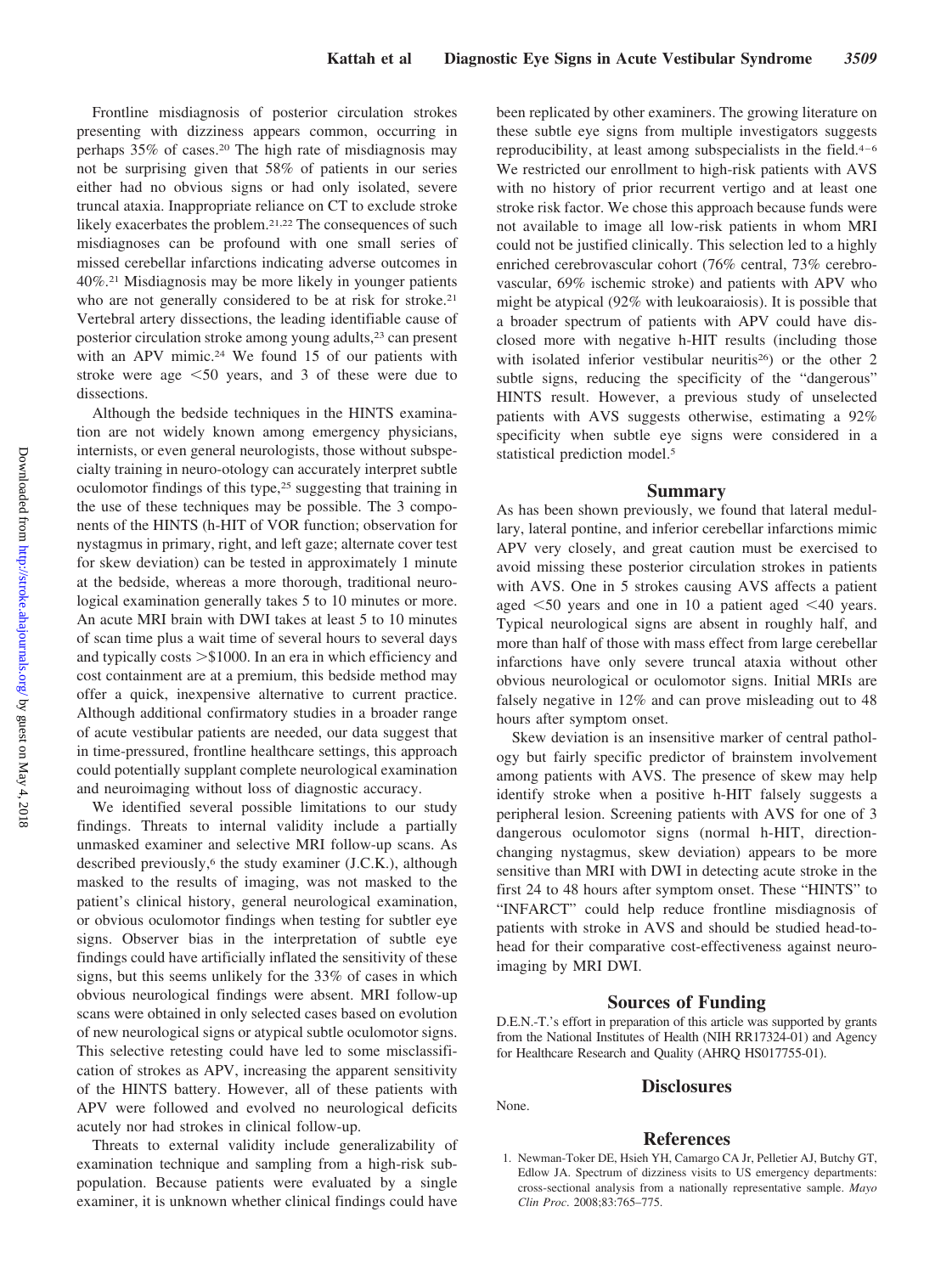Frontline misdiagnosis of posterior circulation strokes presenting with dizziness appears common, occurring in perhaps 35% of cases.[20] The high rate of misdiagnosis may not be surprising given that 58% of patients in our series either had no obvious signs or had only isolated, severe truncal ataxia. Inappropriate reliance on CT to exclude stroke likely exacerbates the problem.[21,22] The consequences of such misdiagnoses can be profound with one small series of missed cerebellar infarctions indicating adverse outcomes in 40%.[21] Misdiagnosis may be more likely in younger patients who are not generally considered to be at risk for stroke.[21] Vertebral artery dissections, the leading identifiable cause of posterior circulation stroke among young adults,[23] can present with an APV mimic.[24] We found 15 of our patients with stroke were age <50 years, and 3 of these were due to dissections.

Although the bedside techniques in the HINTS examination are not widely known among emergency physicians, internists, or even general neurologists, those without subspecialty training in neuro-otology can accurately interpret subtle oculomotor findings of this type,[25] suggesting that training in the use of these techniques may be possible. The 3 components of the HINTS (h-HIT of VOR function; observation for nystagmus in primary, right, and left gaze; alternate cover test for skew deviation) can be tested in approximately 1 minute at the bedside, whereas a more thorough, traditional neurological examination generally takes 5 to 10 minutes or more. An acute MRI brain with DWI takes at least 5 to 10 minutes of scan time plus a wait time of several hours to several days and typically costs >$1000. In an era in which efficiency and cost containment are at a premium, this bedside method may offer a quick, inexpensive alternative to current practice. Although additional confirmatory studies in a broader range of acute vestibular patients are needed, our data suggest that in time-pressured, frontline healthcare settings, this approach could potentially supplant complete neurological examination and neuroimaging without loss of diagnostic accuracy.

We identified several possible limitations to our study findings. Threats to internal validity include a partially unmasked examiner and selective MRI follow-up scans. As described previously,[6] the study examiner (J.C.K.), although masked to the results of imaging, was not masked to the patient's clinical history, general neurological examination, or obvious oculomotor findings when testing for subtler eye signs. Observer bias in the interpretation of subtle eye findings could have artificially inflated the sensitivity of these signs, but this seems unlikely for the 33% of cases in which obvious neurological findings were absent. MRI follow-up scans were obtained in only selected cases based on evolution of new neurological signs or atypical subtle oculomotor signs. This selective retesting could have led to some misclassification of strokes as APV, increasing the apparent sensitivity of the HINTS battery. However, all of these patients with APV were followed and evolved no neurological deficits acutely nor had strokes in clinical follow-up.

Threats to external validity include generalizability of examination technique and sampling from a high-risk subpopulation. Because patients were evaluated by a single examiner, it is unknown whether clinical findings could have been replicated by other examiners. The growing literature on these subtle eye signs from multiple investigators suggests reproducibility, at least among subspecialists in the field.[4–6] We restricted our enrollment to high-risk patients with AVS with no history of prior recurrent vertigo and at least one stroke risk factor. We chose this approach because funds were not available to image all low-risk patients in whom MRI could not be justified clinically. This selection led to a highly enriched cerebrovascular cohort (76% central, 73% cerebrovascular, 69% ischemic stroke) and patients with APV who might be atypical (92% with leukoaraiosis). It is possible that a broader spectrum of patients with APV could have disclosed more with negative h-HIT results (including those with isolated inferior vestibular neuritis[26]) or the other 2 subtle signs, reducing the specificity of the "dangerous" HINTS result. However, a previous study of unselected patients with AVS suggests otherwise, estimating a 92% specificity when subtle eye signs were considered in a statistical prediction model.[5]

## Summary

As has been shown previously, we found that lateral medullary, lateral pontine, and inferior cerebellar infarctions mimic APV very closely, and great caution must be exercised to avoid missing these posterior circulation strokes in patients with AVS. One in 5 strokes causing AVS affects a patient aged <50 years and one in 10 a patient aged <40 years. Typical neurological signs are absent in roughly half, and more than half of those with mass effect from large cerebellar infarctions have only severe truncal ataxia without other obvious neurological or oculomotor signs. Initial MRIs are falsely negative in 12% and can prove misleading out to 48 hours after symptom onset.

Skew deviation is an insensitive marker of central pathology but fairly specific predictor of brainstem involvement among patients with AVS. The presence of skew may help identify stroke when a positive h-HIT falsely suggests a peripheral lesion. Screening patients with AVS for one of 3 dangerous oculomotor signs (normal h-HIT, direction-changing nystagmus, skew deviation) appears to be more sensitive than MRI with DWI in detecting acute stroke in the first 24 to 48 hours after symptom onset. These "HINTS" to "INFARCT" could help reduce frontline misdiagnosis of patients with stroke in AVS and should be studied head-to-head for their comparative cost-effectiveness against neuroimaging by MRI DWI.

## Sources of Funding

D.E.N.-T.'s effort in preparation of this article was supported by grants from the National Institutes of Health (NIH RR17324-01) and Agency for Healthcare Research and Quality (AHRQ HS017755-01).

## Disclosures

None.

## References

1. Newman-Toker DE, Hsieh YH, Camargo CA Jr, Pelletier AJ, Butchy GT, Edlow JA. Spectrum of dizziness visits to US emergency departments: cross-sectional analysis from a nationally representative sample. *Mayo Clin Proc*. 2008;83:765–775.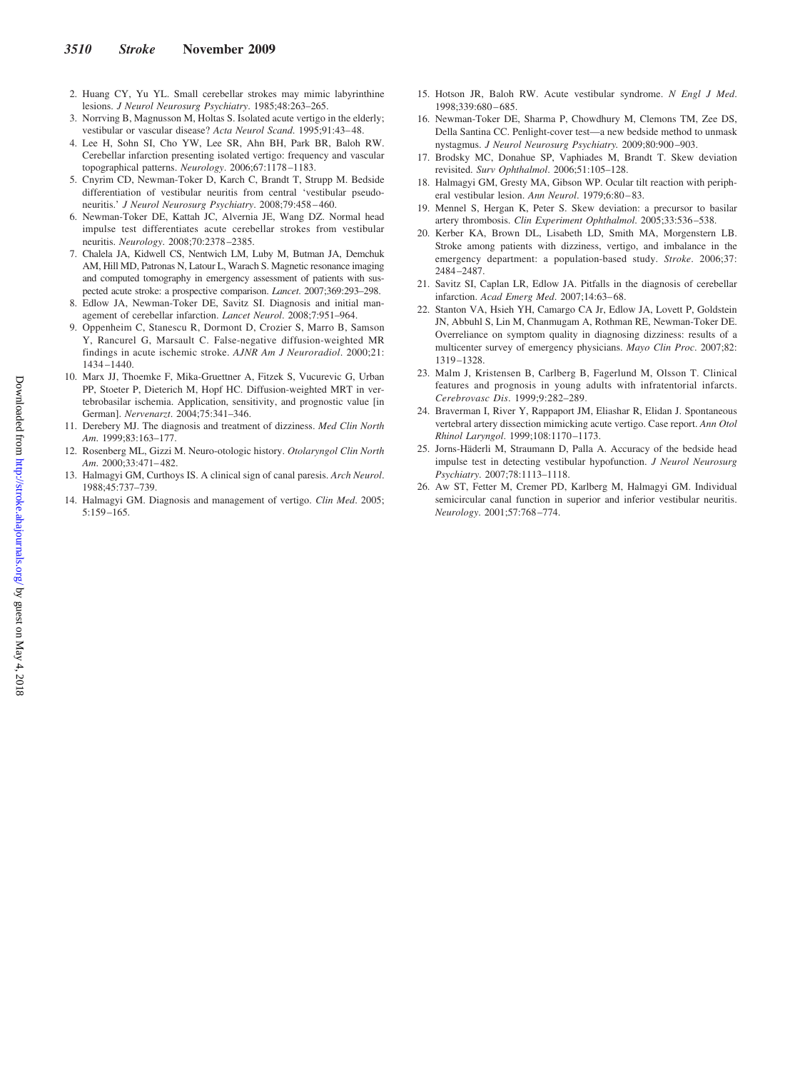2. Huang CY, Yu YL. Small cerebellar strokes may mimic labyrinthine lesions. *J Neurol Neurosurg Psychiatry*. 1985;48:263–265.
3. Norrving B, Magnusson M, Holtas S. Isolated acute vertigo in the elderly; vestibular or vascular disease? *Acta Neurol Scand.* 1995;91:43–48.
4. Lee H, Sohn SI, Cho YW, Lee SR, Ahn BH, Park BR, Baloh RW. Cerebellar infarction presenting isolated vertigo: frequency and vascular topographical patterns. *Neurology*. 2006;67:1178–1183.
5. Cnyrim CD, Newman-Toker D, Karch C, Brandt T, Strupp M. Bedside differentiation of vestibular neuritis from central 'vestibular pseudoneuritis.' *J Neurol Neurosurg Psychiatry*. 2008;79:458–460.
6. Newman-Toker DE, Kattah JC, Alvernia JE, Wang DZ. Normal head impulse test differentiates acute cerebellar strokes from vestibular neuritis. *Neurology*. 2008;70:2378–2385.
7. Chalela JA, Kidwell CS, Nentwich LM, Luby M, Butman JA, Demchuk AM, Hill MD, Patronas N, Latour L, Warach S. Magnetic resonance imaging and computed tomography in emergency assessment of patients with suspected acute stroke: a prospective comparison. *Lancet*. 2007;369:293–298.
8. Edlow JA, Newman-Toker DE, Savitz SI. Diagnosis and initial management of cerebellar infarction. *Lancet Neurol*. 2008;7:951–964.
9. Oppenheim C, Stanescu R, Dormont D, Crozier S, Marro B, Samson Y, Rancurel G, Marsault C. False-negative diffusion-weighted MR findings in acute ischemic stroke. *AJNR Am J Neuroradiol*. 2000;21:1434–1440.
10. Marx JJ, Thoemke F, Mika-Gruettner A, Fitzek S, Vucurevic G, Urban PP, Stoeter P, Dieterich M, Hopf HC. Diffusion-weighted MRT in vertebrobasilar ischemia. Application, sensitivity, and prognostic value [in German]. *Nervenarzt*. 2004;75:341–346.
11. Derebery MJ. The diagnosis and treatment of dizziness. *Med Clin North Am*. 1999;83:163–177.
12. Rosenberg ML, Gizzi M. Neuro-otologic history. *Otolaryngol Clin North Am*. 2000;33:471–482.
13. Halmagyi GM, Curthoys IS. A clinical sign of canal paresis. *Arch Neurol*. 1988;45:737–739.
14. Halmagyi GM. Diagnosis and management of vertigo. *Clin Med*. 2005;5:159–165.
15. Hotson JR, Baloh RW. Acute vestibular syndrome. *N Engl J Med*. 1998;339:680–685.
16. Newman-Toker DE, Sharma P, Chowdhury M, Clemons TM, Zee DS, Della Santina CC. Penlight-cover test—a new bedside method to unmask nystagmus. *J Neurol Neurosurg Psychiatry.* 2009;80:900–903.
17. Brodsky MC, Donahue SP, Vaphiades M, Brandt T. Skew deviation revisited. *Surv Ophthalmol*. 2006;51:105–128.
18. Halmagyi GM, Gresty MA, Gibson WP. Ocular tilt reaction with peripheral vestibular lesion. *Ann Neurol*. 1979;6:80–83.
19. Mennel S, Hergan K, Peter S. Skew deviation: a precursor to basilar artery thrombosis. *Clin Experiment Ophthalmol.* 2005;33:536–538.
20. Kerber KA, Brown DL, Lisabeth LD, Smith MA, Morgenstern LB. Stroke among patients with dizziness, vertigo, and imbalance in the emergency department: a population-based study. *Stroke*. 2006;37:2484–2487.
21. Savitz SI, Caplan LR, Edlow JA. Pitfalls in the diagnosis of cerebellar infarction. *Acad Emerg Med*. 2007;14:63–68.
22. Stanton VA, Hsieh YH, Camargo CA Jr, Edlow JA, Lovett P, Goldstein JN, Abbuhl S, Lin M, Chanmugam A, Rothman RE, Newman-Toker DE. Overreliance on symptom quality in diagnosing dizziness: results of a multicenter survey of emergency physicians. *Mayo Clin Proc*. 2007;82:1319–1328.
23. Malm J, Kristensen B, Carlberg B, Fagerlund M, Olsson T. Clinical features and prognosis in young adults with infratentorial infarcts. *Cerebrovasc Dis*. 1999;9:282–289.
24. Braverman I, River Y, Rappaport JM, Eliashar R, Elidan J. Spontaneous vertebral artery dissection mimicking acute vertigo. Case report. *Ann Otol Rhinol Laryngol*. 1999;108:1170–1173.
25. Jorns-Häderli M, Straumann D, Palla A. Accuracy of the bedside head impulse test in detecting vestibular hypofunction. *J Neurol Neurosurg Psychiatry*. 2007;78:1113–1118.
26. Aw ST, Fetter M, Cremer PD, Karlberg M, Halmagyi GM. Individual semicircular canal function in superior and inferior vestibular neuritis. *Neurology*. 2001;57:768–774.